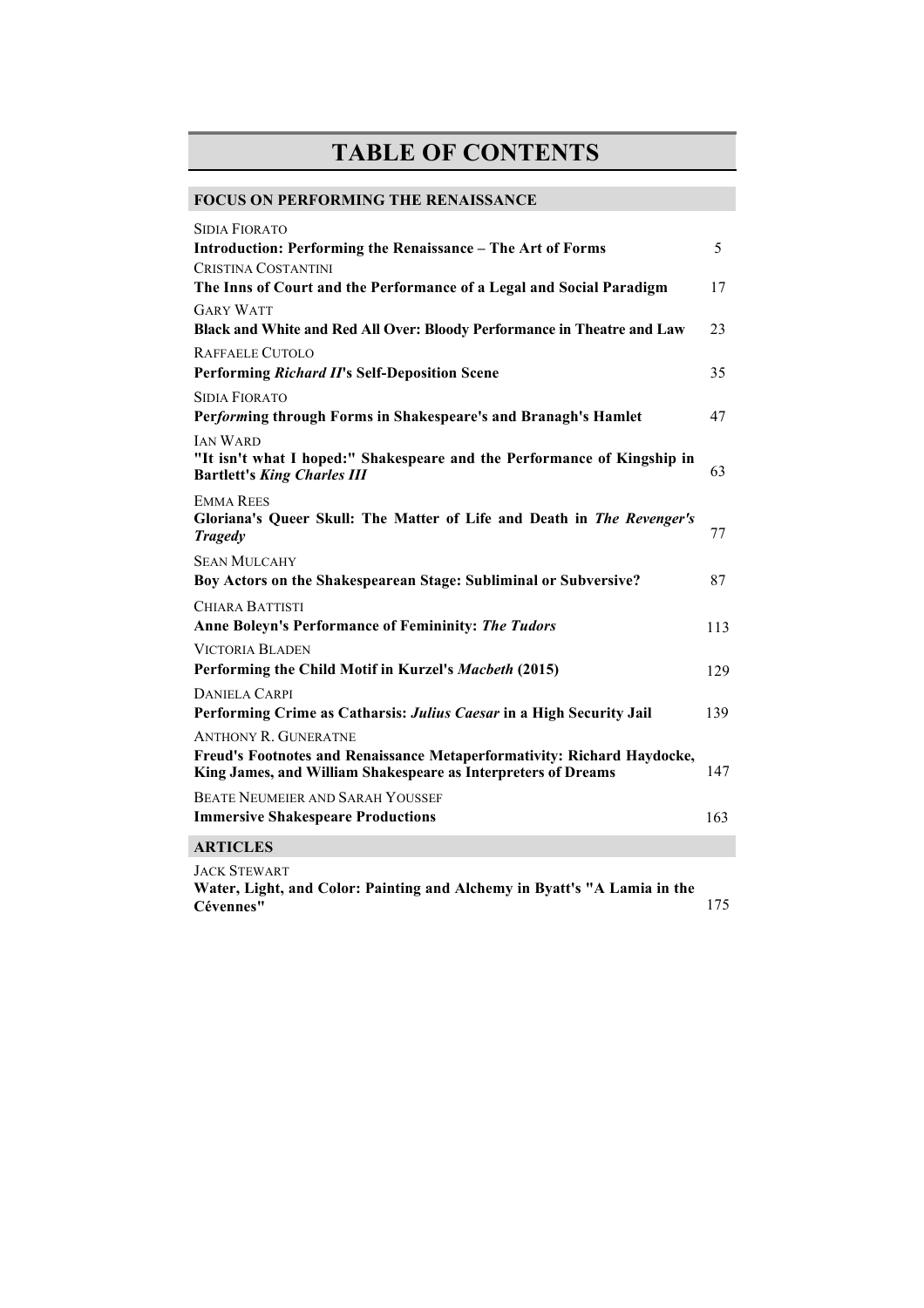# TABLE OF CONTENTS

## FOCUS ON PERFORMING THE RENAISSANCE

SIDIA FIORATO
**Introduction: Performing the Renaissance – The Art of Forms** 5

CRISTINA COSTANTINI
**The Inns of Court and the Performance of a Legal and Social Paradigm** 17

GARY WATT
**Black and White and Red All Over: Bloody Performance in Theatre and Law** 23

RAFFAELE CUTOLO
**Performing *Richard II*'s Self-Deposition Scene** 35

SIDIA FIORATO
**Per*form*ing through Forms in Shakespeare's and Branagh's Hamlet** 47

IAN WARD
**"It isn't what I hoped:" Shakespeare and the Performance of Kingship in Bartlett's *King Charles III*** 63

EMMA REES
**Gloriana's Queer Skull: The Matter of Life and Death in *The Revenger's Tragedy*** 77

SEAN MULCAHY
**Boy Actors on the Shakespearean Stage: Subliminal or Subversive?** 87

CHIARA BATTISTI
**Anne Boleyn's Performance of Femininity: *The Tudors*** 113

VICTORIA BLADEN
**Performing the Child Motif in Kurzel's *Macbeth* (2015)** 129

DANIELA CARPI
**Performing Crime as Catharsis: *Julius Caesar* in a High Security Jail** 139

ANTHONY R. GUNERATNE
**Freud's Footnotes and Renaissance Metaperformativity: Richard Haydocke, King James, and William Shakespeare as Interpreters of Dreams** 147

BEATE NEUMEIER AND SARAH YOUSSEF
**Immersive Shakespeare Productions** 163

## ARTICLES

JACK STEWART
**Water, Light, and Color: Painting and Alchemy in Byatt's "A Lamia in the Cévennes"** 175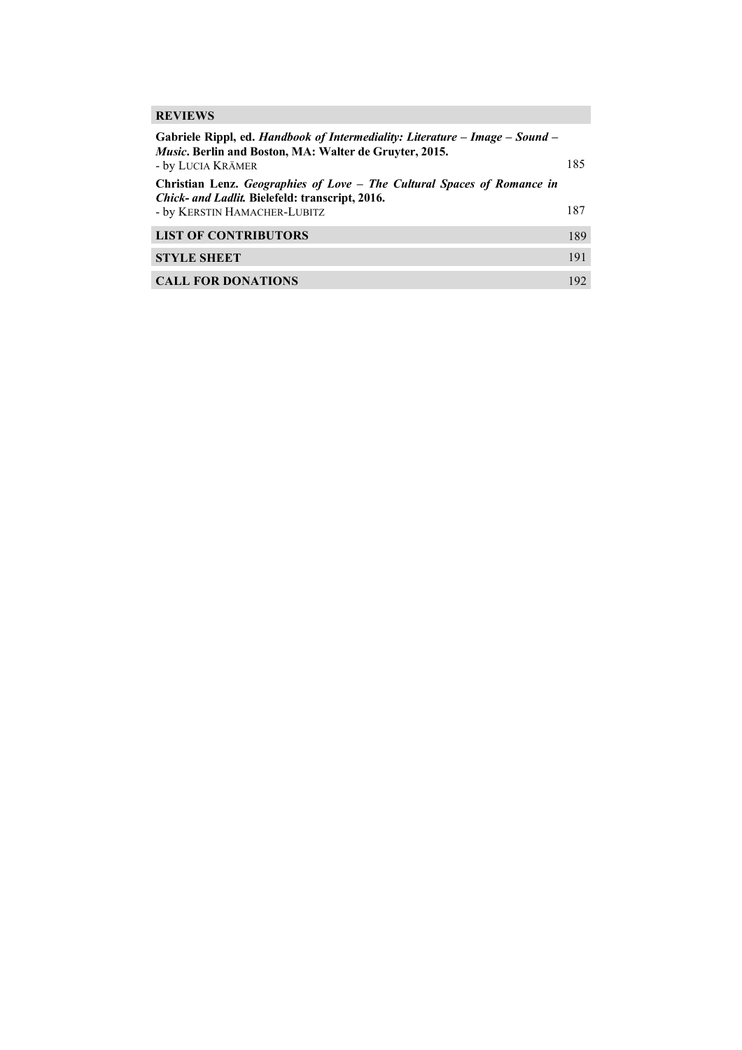## REVIEWS

**Gabriele Rippl, ed. *Handbook of Intermediality: Literature – Image – Sound – Music*. Berlin and Boston, MA: Walter de Gruyter, 2015.**
- by LUCIA KRÄMER ... 185

**Christian Lenz. *Geographies of Love – The Cultural Spaces of Romance in Chick- and Ladlit.* Bielefeld: transcript, 2016.**
- by KERSTIN HAMACHER-LUBITZ ... 187

**LIST OF CONTRIBUTORS** ... 189

**STYLE SHEET** ... 191

**CALL FOR DONATIONS** ... 192